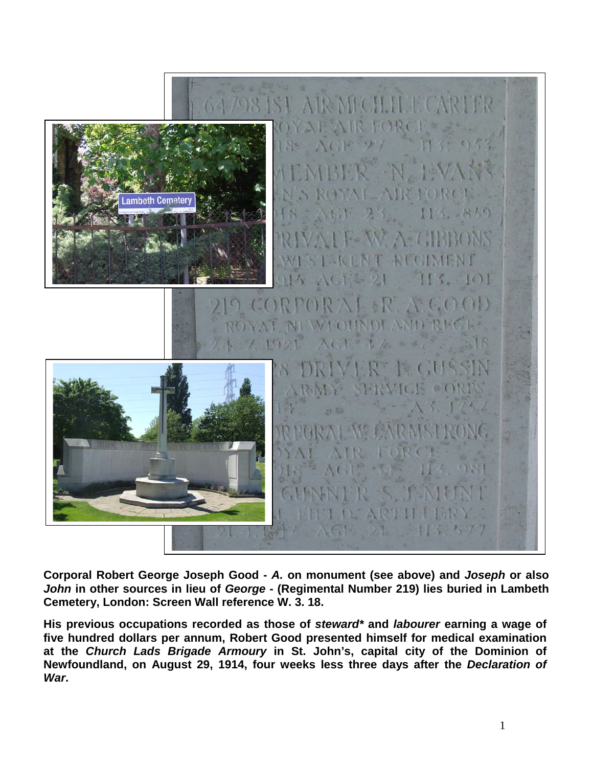**Corporal Robert George Joseph Good - *A.* on monument (see above) and *Joseph* or also *John* in other sources in lieu of *George* - (Regimental Number 219) lies buried in Lambeth Cemetery, London: Screen Wall reference W. 3. 18.**

**His previous occupations recorded as those of *steward*\* and *labourer* earning a wage of five hundred dollars per annum, Robert Good presented himself for medical examination at the *Church Lads Brigade Armoury* in St. John's, capital city of the Dominion of Newfoundland, on August 29, 1914, four weeks less three days after the *Declaration of War*.**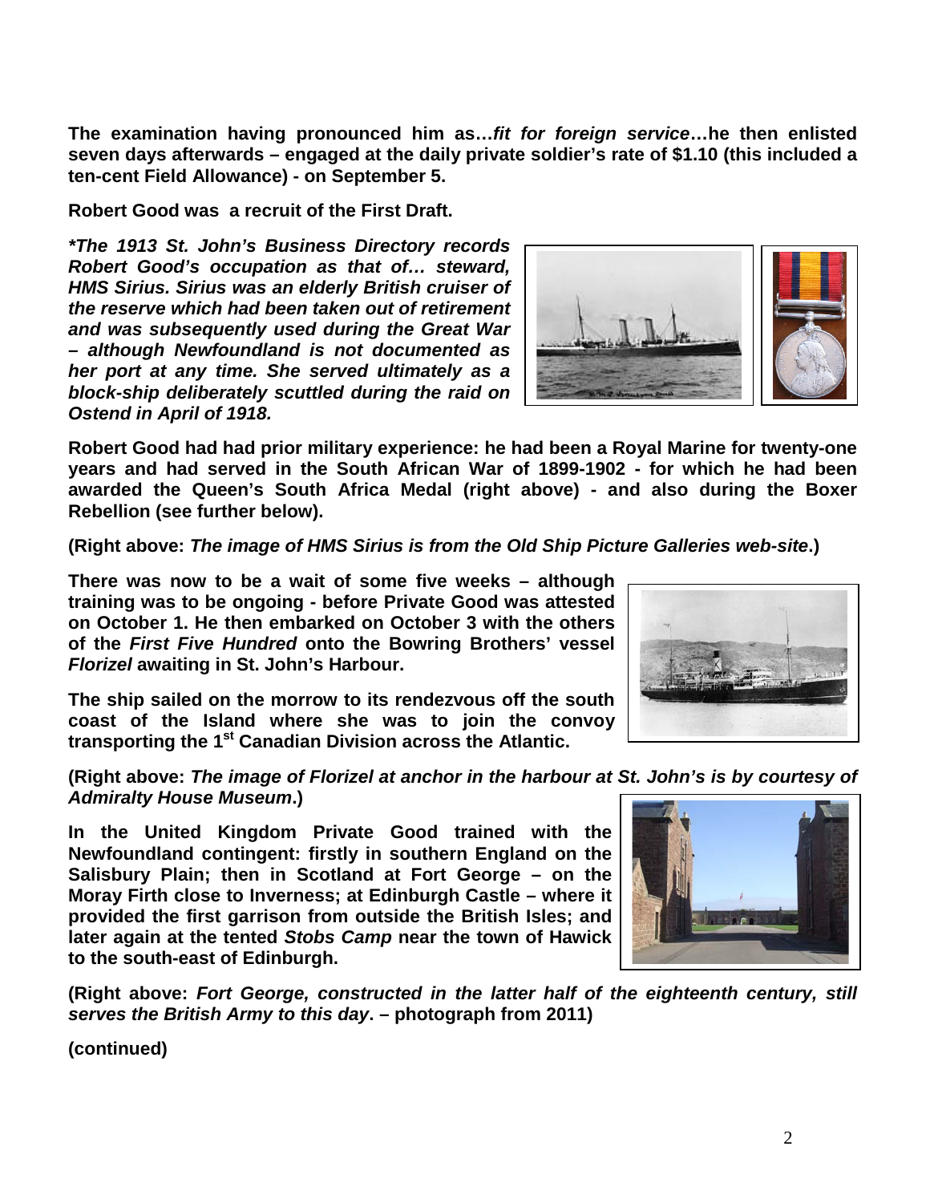**The examination having pronounced him as…*fit for foreign service*…he then enlisted seven days afterwards – engaged at the daily private soldier's rate of $1.10 (this included a ten-cent Field Allowance) - on September 5.**

**Robert Good was a recruit of the First Draft.**

***\*The 1913 St. John's Business Directory records Robert Good's occupation as that of… steward, HMS Sirius. Sirius was an elderly British cruiser of the reserve which had been taken out of retirement and was subsequently used during the Great War – although Newfoundland is not documented as her port at any time. She served ultimately as a block-ship deliberately scuttled during the raid on Ostend in April of 1918.***

**Robert Good had had prior military experience: he had been a Royal Marine for twenty-one years and had served in the South African War of 1899-1902 - for which he had been awarded the Queen's South Africa Medal (right above) - and also during the Boxer Rebellion (see further below).**

**(Right above: *The image of HMS Sirius is from the Old Ship Picture Galleries web-site*.)**

**There was now to be a wait of some five weeks – although training was to be ongoing - before Private Good was attested on October 1. He then embarked on October 3 with the others of the *First Five Hundred* onto the Bowring Brothers' vessel *Florizel* awaiting in St. John's Harbour.**

**The ship sailed on the morrow to its rendezvous off the south coast of the Island where she was to join the convoy transporting the 1st Canadian Division across the Atlantic.**

**(Right above: *The image of Florizel at anchor in the harbour at St. John's is by courtesy of Admiralty House Museum*.)**

**In the United Kingdom Private Good trained with the Newfoundland contingent: firstly in southern England on the Salisbury Plain; then in Scotland at Fort George – on the Moray Firth close to Inverness; at Edinburgh Castle – where it provided the first garrison from outside the British Isles; and later again at the tented *Stobs Camp* near the town of Hawick to the south-east of Edinburgh.**

**(Right above: *Fort George, constructed in the latter half of the eighteenth century, still serves the British Army to this day*. – photograph from 2011)**

**(continued)**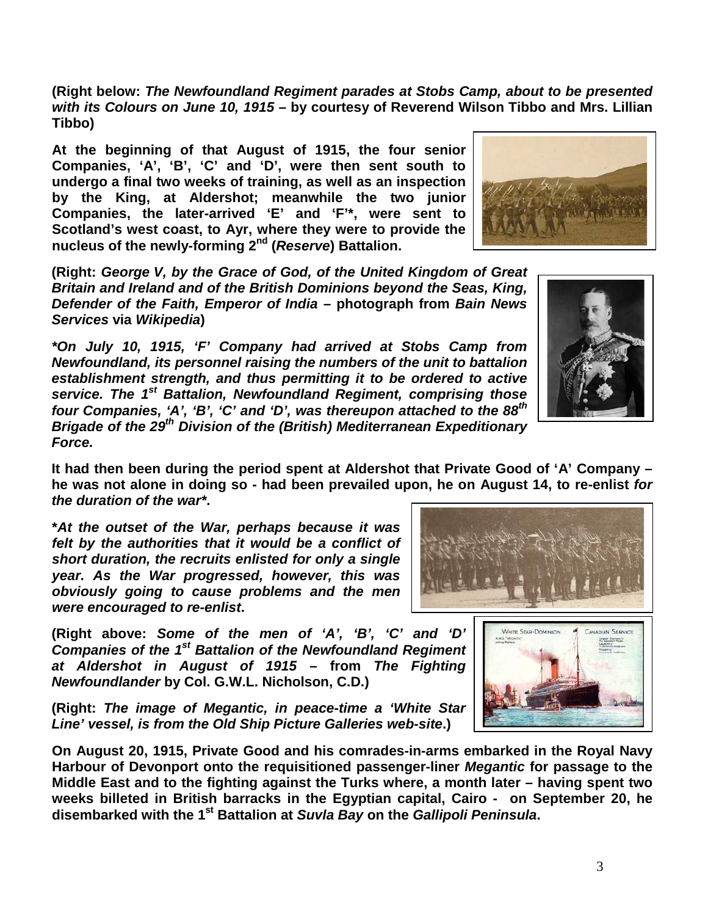**(Right below: *The Newfoundland Regiment parades at Stobs Camp, about to be presented with its Colours on June 10, 1915* – by courtesy of Reverend Wilson Tibbo and Mrs. Lillian Tibbo)**

**At the beginning of that August of 1915, the four senior Companies, 'A', 'B', 'C' and 'D', were then sent south to undergo a final two weeks of training, as well as an inspection by the King, at Aldershot; meanwhile the two junior Companies, the later-arrived 'E' and 'F'\*, were sent to Scotland's west coast, to Ayr, where they were to provide the nucleus of the newly-forming 2nd (*Reserve*) Battalion.**

**(Right: *George V, by the Grace of God, of the United Kingdom of Great Britain and Ireland and of the British Dominions beyond the Seas, King, Defender of the Faith, Emperor of India* – photograph from *Bain News Services* via *Wikipedia*)**

***\*On July 10, 1915, 'F' Company had arrived at Stobs Camp from Newfoundland, its personnel raising the numbers of the unit to battalion establishment strength, and thus permitting it to be ordered to active service. The 1st Battalion, Newfoundland Regiment, comprising those four Companies, 'A', 'B', 'C' and 'D', was thereupon attached to the 88th Brigade of the 29th Division of the (British) Mediterranean Expeditionary Force.***

**It had then been during the period spent at Aldershot that Private Good of 'A' Company – he was not alone in doing so - had been prevailed upon, he on August 14, to re-enlist *for the duration of the war\**.**

***\*At the outset of the War, perhaps because it was felt by the authorities that it would be a conflict of short duration, the recruits enlisted for only a single year. As the War progressed, however, this was obviously going to cause problems and the men were encouraged to re-enlist*.**

**(Right above: *Some of the men of 'A', 'B', 'C' and 'D' Companies of the 1st Battalion of the Newfoundland Regiment at Aldershot in August of 1915* – from *The Fighting Newfoundlander* by Col. G.W.L. Nicholson, C.D.)**

**(Right: *The image of Megantic, in peace-time a 'White Star Line' vessel, is from the Old Ship Picture Galleries web-site*.)**

**On August 20, 1915, Private Good and his comrades-in-arms embarked in the Royal Navy Harbour of Devonport onto the requisitioned passenger-liner *Megantic* for passage to the Middle East and to the fighting against the Turks where, a month later – having spent two weeks billeted in British barracks in the Egyptian capital, Cairo - on September 20, he disembarked with the 1st Battalion at *Suvla Bay* on the *Gallipoli Peninsula*.**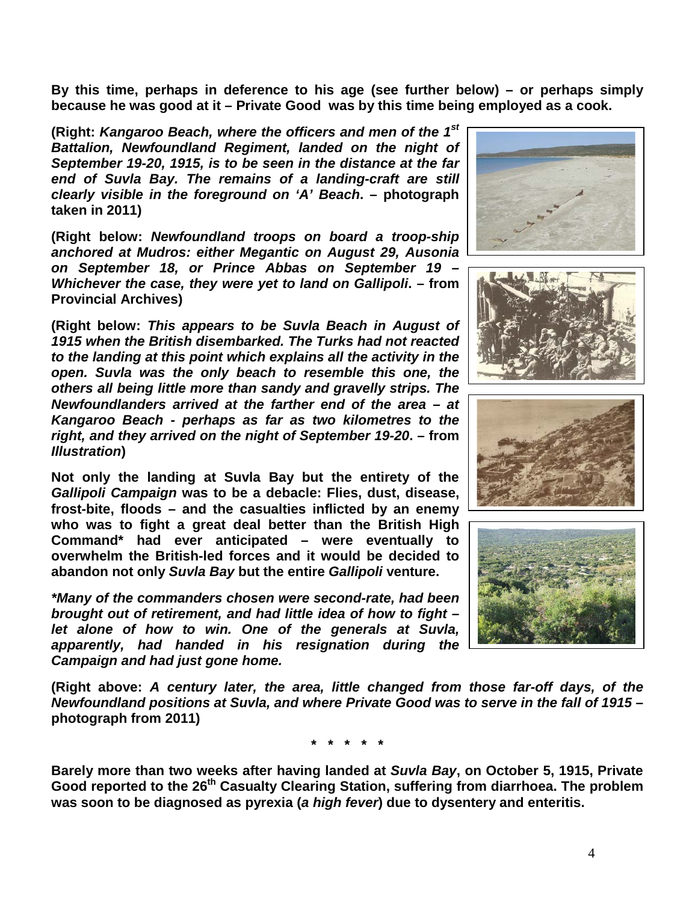**By this time, perhaps in deference to his age (see further below) – or perhaps simply because he was good at it – Private Good was by this time being employed as a cook.**

**(Right: *Kangaroo Beach, where the officers and men of the 1st Battalion, Newfoundland Regiment, landed on the night of September 19-20, 1915, is to be seen in the distance at the far end of Suvla Bay. The remains of a landing-craft are still clearly visible in the foreground on 'A' Beach*. – photograph taken in 2011)**

**(Right below: *Newfoundland troops on board a troop-ship anchored at Mudros: either Megantic on August 29, Ausonia on September 18, or Prince Abbas on September 19 – Whichever the case, they were yet to land on Gallipoli*. – from Provincial Archives)**

**(Right below: *This appears to be Suvla Beach in August of 1915 when the British disembarked. The Turks had not reacted to the landing at this point which explains all the activity in the open. Suvla was the only beach to resemble this one, the others all being little more than sandy and gravelly strips. The Newfoundlanders arrived at the farther end of the area – at Kangaroo Beach - perhaps as far as two kilometres to the right, and they arrived on the night of September 19-20*. – from *Illustration*)**

**Not only the landing at Suvla Bay but the entirety of the *Gallipoli Campaign* was to be a debacle: Flies, dust, disease, frost-bite, floods – and the casualties inflicted by an enemy who was to fight a great deal better than the British High Command* had ever anticipated – were eventually to overwhelm the British-led forces and it would be decided to abandon not only *Suvla Bay* but the entire *Gallipoli* venture.**

***\*Many of the commanders chosen were second-rate, had been brought out of retirement, and had little idea of how to fight – let alone of how to win. One of the generals at Suvla, apparently, had handed in his resignation during the Campaign and had just gone home.***

**(Right above: *A century later, the area, little changed from those far-off days, of the Newfoundland positions at Suvla, and where Private Good was to serve in the fall of 1915* – photograph from 2011)**

**\* \* \* \* \***

**Barely more than two weeks after having landed at *Suvla Bay*, on October 5, 1915, Private Good reported to the 26th Casualty Clearing Station, suffering from diarrhoea. The problem was soon to be diagnosed as pyrexia (*a high fever*) due to dysentery and enteritis.**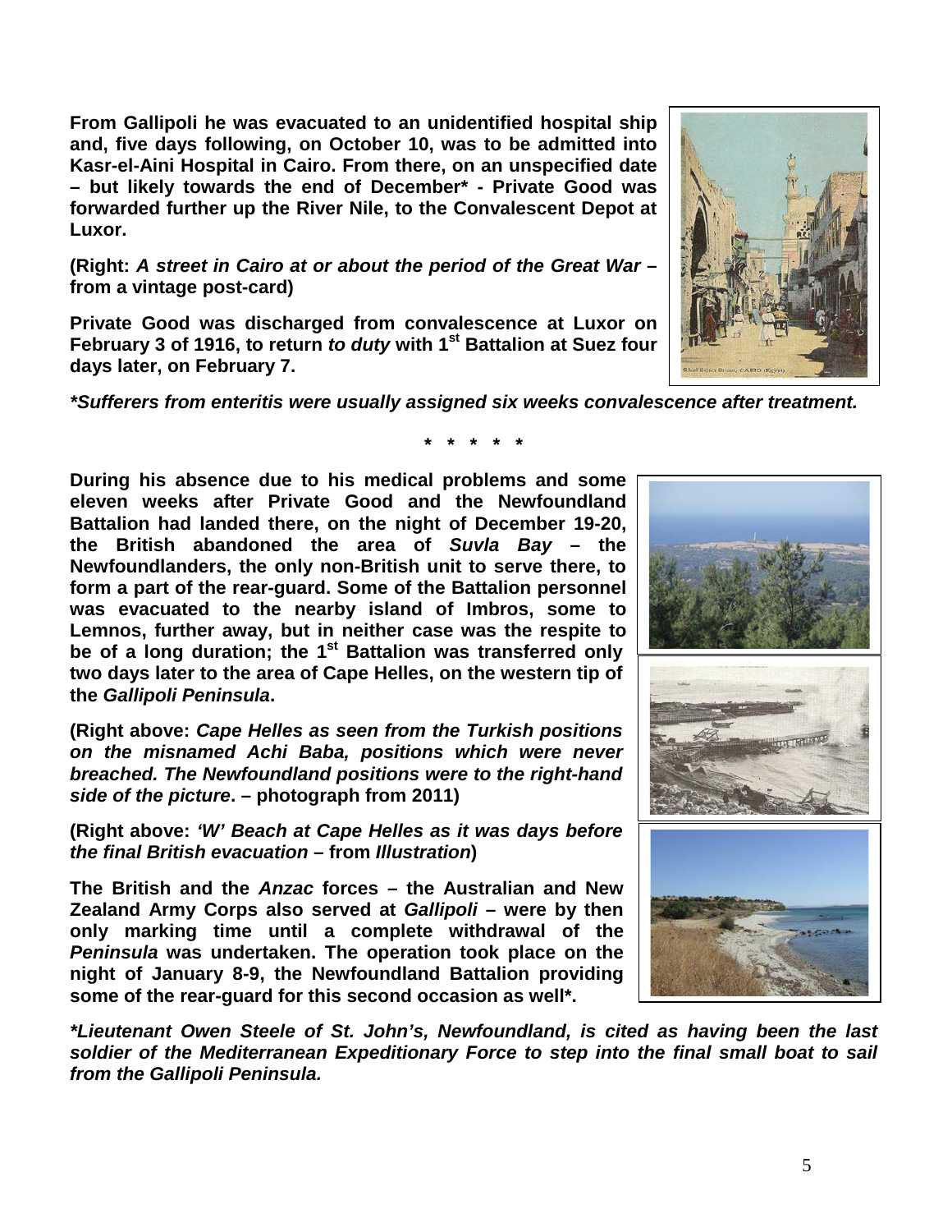**From Gallipoli he was evacuated to an unidentified hospital ship and, five days following, on October 10, was to be admitted into Kasr-el-Aini Hospital in Cairo. From there, on an unspecified date – but likely towards the end of December\* - Private Good was forwarded further up the River Nile, to the Convalescent Depot at Luxor.**

**(Right: *A street in Cairo at or about the period of the Great War* – from a vintage post-card)**

**Private Good was discharged from convalescence at Luxor on February 3 of 1916, to return *to duty* with 1st Battalion at Suez four days later, on February 7.**

***\*Sufferers from enteritis were usually assigned six weeks convalescence after treatment.***

**\* \* \* \* \***

**During his absence due to his medical problems and some eleven weeks after Private Good and the Newfoundland Battalion had landed there, on the night of December 19-20, the British abandoned the area of *Suvla Bay* – the Newfoundlanders, the only non-British unit to serve there, to form a part of the rear-guard. Some of the Battalion personnel was evacuated to the nearby island of Imbros, some to Lemnos, further away, but in neither case was the respite to be of a long duration; the 1st Battalion was transferred only two days later to the area of Cape Helles, on the western tip of the *Gallipoli Peninsula*.**

**(Right above: *Cape Helles as seen from the Turkish positions on the misnamed Achi Baba, positions which were never breached. The Newfoundland positions were to the right-hand side of the picture*. – photograph from 2011)**

**(Right above: *'W' Beach at Cape Helles as it was days before the final British evacuation* – from *Illustration*)**

**The British and the *Anzac* forces – the Australian and New Zealand Army Corps also served at *Gallipoli* – were by then only marking time until a complete withdrawal of the *Peninsula* was undertaken. The operation took place on the night of January 8-9, the Newfoundland Battalion providing some of the rear-guard for this second occasion as well\*.**

***\*Lieutenant Owen Steele of St. John's, Newfoundland, is cited as having been the last soldier of the Mediterranean Expeditionary Force to step into the final small boat to sail from the Gallipoli Peninsula.***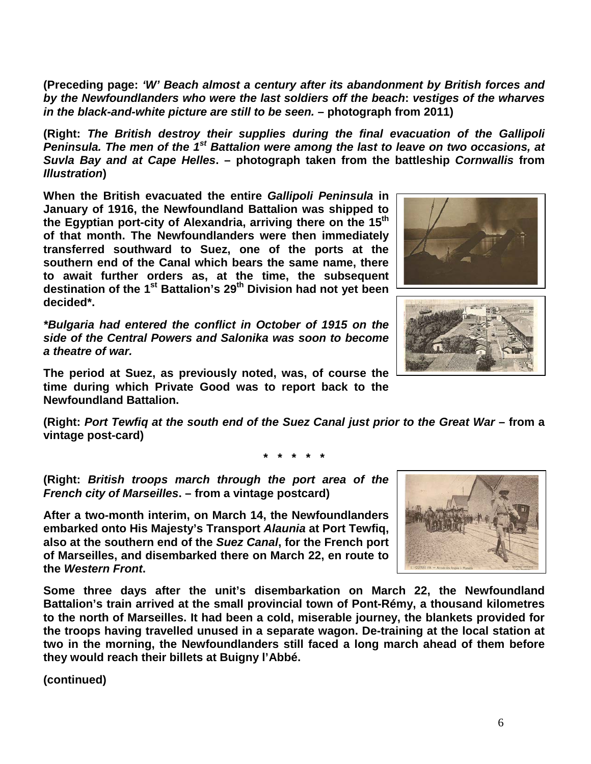**(Preceding page: *'W' Beach almost a century after its abandonment by British forces and by the Newfoundlanders who were the last soldiers off the beach*: *vestiges of the wharves in the black-and-white picture are still to be seen.* – photograph from 2011)**

**(Right: *The British destroy their supplies during the final evacuation of the Gallipoli Peninsula. The men of the 1st Battalion were among the last to leave on two occasions, at Suvla Bay and at Cape Helles*. – photograph taken from the battleship *Cornwallis* from *Illustration*)**

**When the British evacuated the entire *Gallipoli Peninsula* in January of 1916, the Newfoundland Battalion was shipped to the Egyptian port-city of Alexandria, arriving there on the 15th of that month. The Newfoundlanders were then immediately transferred southward to Suez, one of the ports at the southern end of the Canal which bears the same name, there to await further orders as, at the time, the subsequent destination of the 1st Battalion's 29th Division had not yet been decided*.**

***\*Bulgaria had entered the conflict in October of 1915 on the side of the Central Powers and Salonika was soon to become a theatre of war.***

**The period at Suez, as previously noted, was, of course the time during which Private Good was to report back to the Newfoundland Battalion.**

**(Right: *Port Tewfiq at the south end of the Suez Canal just prior to the Great War* – from a vintage post-card)**

**\* \* \* \* \***

**(Right: *British troops march through the port area of the French city of Marseilles*. – from a vintage postcard)**

**After a two-month interim, on March 14, the Newfoundlanders embarked onto His Majesty's Transport *Alaunia* at Port Tewfiq, also at the southern end of the *Suez Canal*, for the French port of Marseilles, and disembarked there on March 22, en route to the *Western Front*.**

**Some three days after the unit's disembarkation on March 22, the Newfoundland Battalion's train arrived at the small provincial town of Pont-Rémy, a thousand kilometres to the north of Marseilles. It had been a cold, miserable journey, the blankets provided for the troops having travelled unused in a separate wagon. De-training at the local station at two in the morning, the Newfoundlanders still faced a long march ahead of them before they would reach their billets at Buigny l'Abbé.**

**(continued)**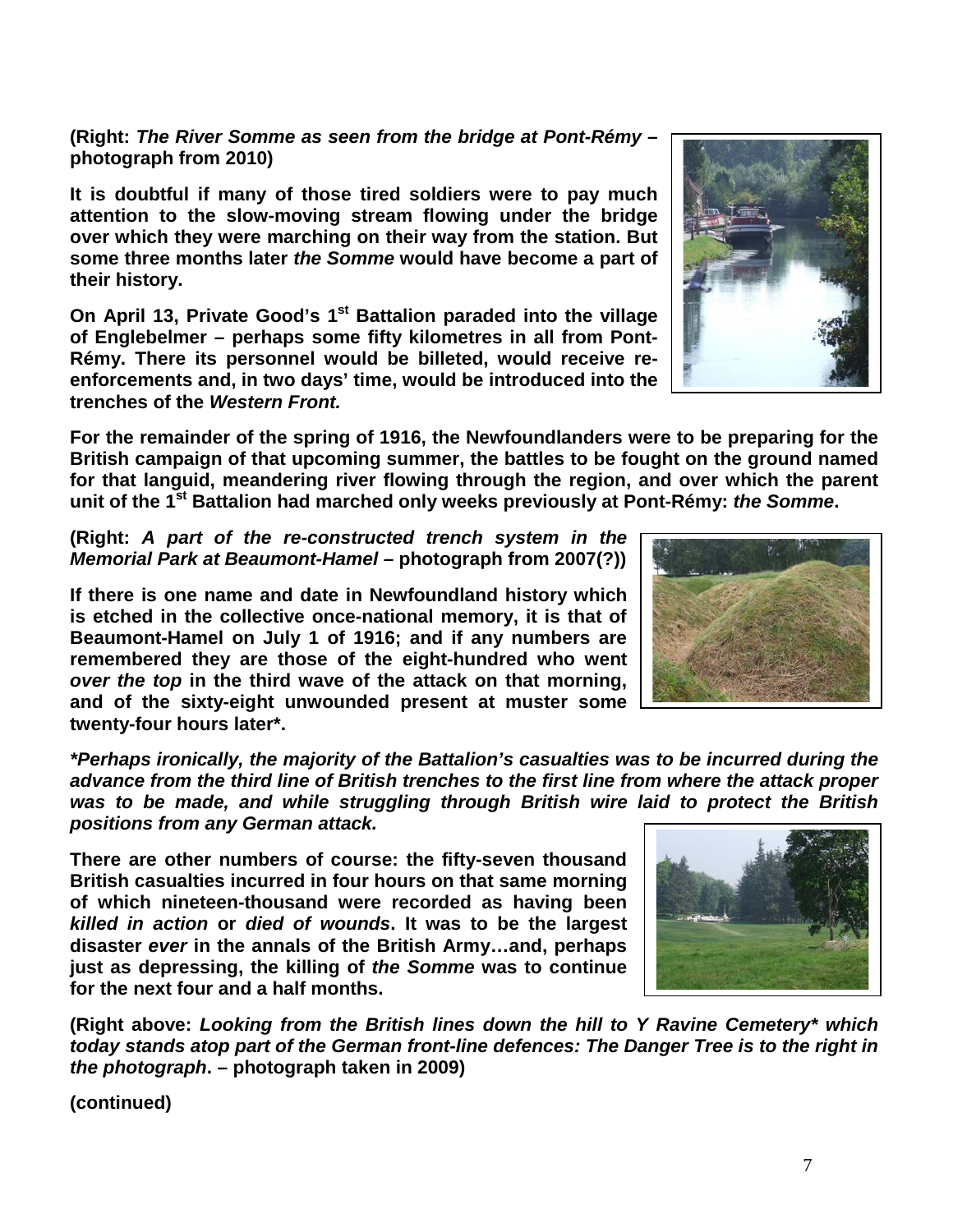**(Right: *The River Somme as seen from the bridge at Pont-Rémy* – photograph from 2010)**

**It is doubtful if many of those tired soldiers were to pay much attention to the slow-moving stream flowing under the bridge over which they were marching on their way from the station. But some three months later *the Somme* would have become a part of their history.**

**On April 13, Private Good's 1st Battalion paraded into the village of Englebelmer – perhaps some fifty kilometres in all from Pont-Rémy. There its personnel would be billeted, would receive re-enforcements and, in two days' time, would be introduced into the trenches of the *Western Front.***

**For the remainder of the spring of 1916, the Newfoundlanders were to be preparing for the British campaign of that upcoming summer, the battles to be fought on the ground named for that languid, meandering river flowing through the region, and over which the parent unit of the 1st Battalion had marched only weeks previously at Pont-Rémy: *the Somme*.**

**(Right: *A part of the re-constructed trench system in the Memorial Park at Beaumont-Hamel* – photograph from 2007(?))**

**If there is one name and date in Newfoundland history which is etched in the collective once-national memory, it is that of Beaumont-Hamel on July 1 of 1916; and if any numbers are remembered they are those of the eight-hundred who went *over the top* in the third wave of the attack on that morning, and of the sixty-eight unwounded present at muster some twenty-four hours later*.**

***\*Perhaps ironically, the majority of the Battalion's casualties was to be incurred during the advance from the third line of British trenches to the first line from where the attack proper was to be made, and while struggling through British wire laid to protect the British positions from any German attack.***

**There are other numbers of course: the fifty-seven thousand British casualties incurred in four hours on that same morning of which nineteen-thousand were recorded as having been *killed in action* or *died of wounds*. It was to be the largest disaster *ever* in the annals of the British Army…and, perhaps just as depressing, the killing of *the Somme* was to continue for the next four and a half months.**

**(Right above: *Looking from the British lines down the hill to Y Ravine Cemetery\* which today stands atop part of the German front-line defences: The Danger Tree is to the right in the photograph*. – photograph taken in 2009)**

**(continued)**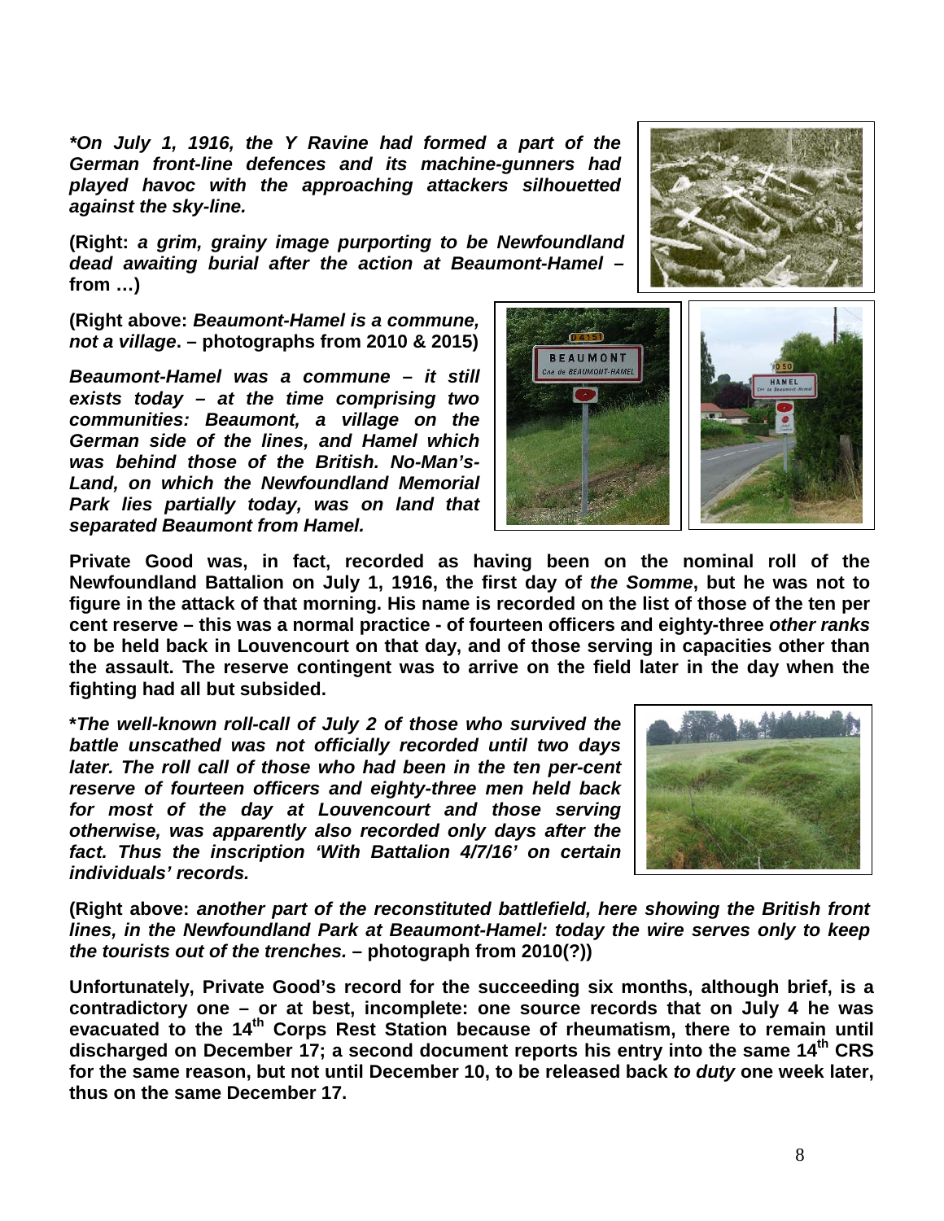***On July 1, 1916, the Y Ravine had formed a part of the German front-line defences and its machine-gunners had played havoc with the approaching attackers silhouetted against the sky-line.***

**(Right: *a grim, grainy image purporting to be Newfoundland dead awaiting burial after the action at Beaumont-Hamel –* from …)**

**(Right above: *Beaumont-Hamel is a commune, not a village*. – photographs from 2010 & 2015)**

***Beaumont-Hamel was a commune – it still exists today – at the time comprising two communities: Beaumont, a village on the German side of the lines, and Hamel which was behind those of the British. No-Man's-Land, on which the Newfoundland Memorial Park lies partially today, was on land that separated Beaumont from Hamel.***

**Private Good was, in fact, recorded as having been on the nominal roll of the Newfoundland Battalion on July 1, 1916, the first day of *the Somme*, but he was not to figure in the attack of that morning. His name is recorded on the list of those of the ten per cent reserve – this was a normal practice - of fourteen officers and eighty-three *other ranks* to be held back in Louvencourt on that day, and of those serving in capacities other than the assault. The reserve contingent was to arrive on the field later in the day when the fighting had all but subsided.**

**\*The well-known roll-call of July 2 of those who survived the battle unscathed was not officially recorded until two days later. The roll call of those who had been in the ten per-cent reserve of fourteen officers and eighty-three men held back for most of the day at Louvencourt and those serving otherwise, was apparently also recorded only days after the fact. Thus the inscription 'With Battalion 4/7/16' on certain individuals' records.***

**(Right above: *another part of the reconstituted battlefield, here showing the British front lines, in the Newfoundland Park at Beaumont-Hamel: today the wire serves only to keep the tourists out of the trenches.* – photograph from 2010(?))**

**Unfortunately, Private Good's record for the succeeding six months, although brief, is a contradictory one – or at best, incomplete: one source records that on July 4 he was evacuated to the 14th Corps Rest Station because of rheumatism, there to remain until discharged on December 17; a second document reports his entry into the same 14th CRS for the same reason, but not until December 10, to be released back *to duty* one week later, thus on the same December 17.**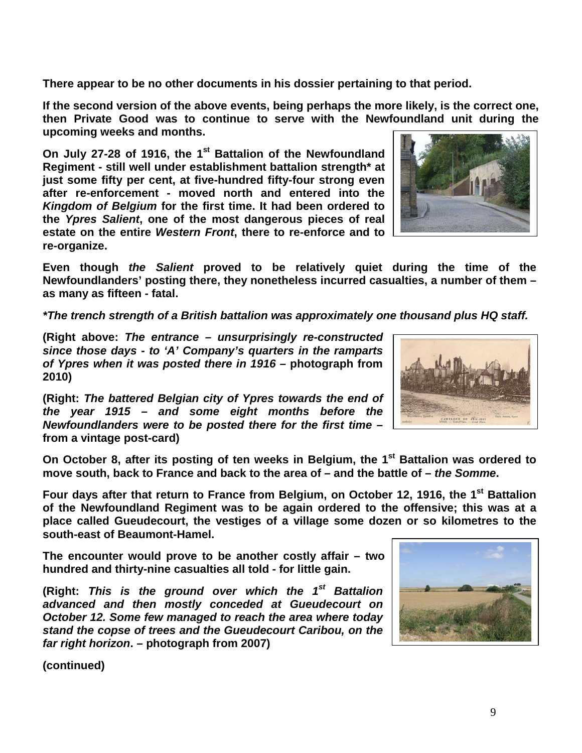**There appear to be no other documents in his dossier pertaining to that period.**

**If the second version of the above events, being perhaps the more likely, is the correct one, then Private Good was to continue to serve with the Newfoundland unit during the upcoming weeks and months.**

**On July 27-28 of 1916, the 1st Battalion of the Newfoundland Regiment - still well under establishment battalion strength* at just some fifty per cent, at five-hundred fifty-four strong even after re-enforcement - moved north and entered into the *Kingdom of Belgium* for the first time. It had been ordered to the *Ypres Salient*, one of the most dangerous pieces of real estate on the entire *Western Front*, there to re-enforce and to re-organize.**

**Even though *the Salient* proved to be relatively quiet during the time of the Newfoundlanders' posting there, they nonetheless incurred casualties, a number of them – as many as fifteen - fatal.**

***\*The trench strength of a British battalion was approximately one thousand plus HQ staff.***

**(Right above: *The entrance – unsurprisingly re-constructed since those days - to 'A' Company's quarters in the ramparts of Ypres when it was posted there in 1916* – photograph from 2010)**

**(Right: *The battered Belgian city of Ypres towards the end of the year 1915 – and some eight months before the Newfoundlanders were to be posted there for the first time* – from a vintage post-card)**

**On October 8, after its posting of ten weeks in Belgium, the 1st Battalion was ordered to move south, back to France and back to the area of – and the battle of – *the Somme*.**

**Four days after that return to France from Belgium, on October 12, 1916, the 1st Battalion of the Newfoundland Regiment was to be again ordered to the offensive; this was at a place called Gueudecourt, the vestiges of a village some dozen or so kilometres to the south-east of Beaumont-Hamel.**

**The encounter would prove to be another costly affair – two hundred and thirty-nine casualties all told - for little gain.**

**(Right: *This is the ground over which the 1st Battalion advanced and then mostly conceded at Gueudecourt on October 12. Some few managed to reach the area where today stand the copse of trees and the Gueudecourt Caribou, on the far right horizon*. – photograph from 2007)**

**(continued)**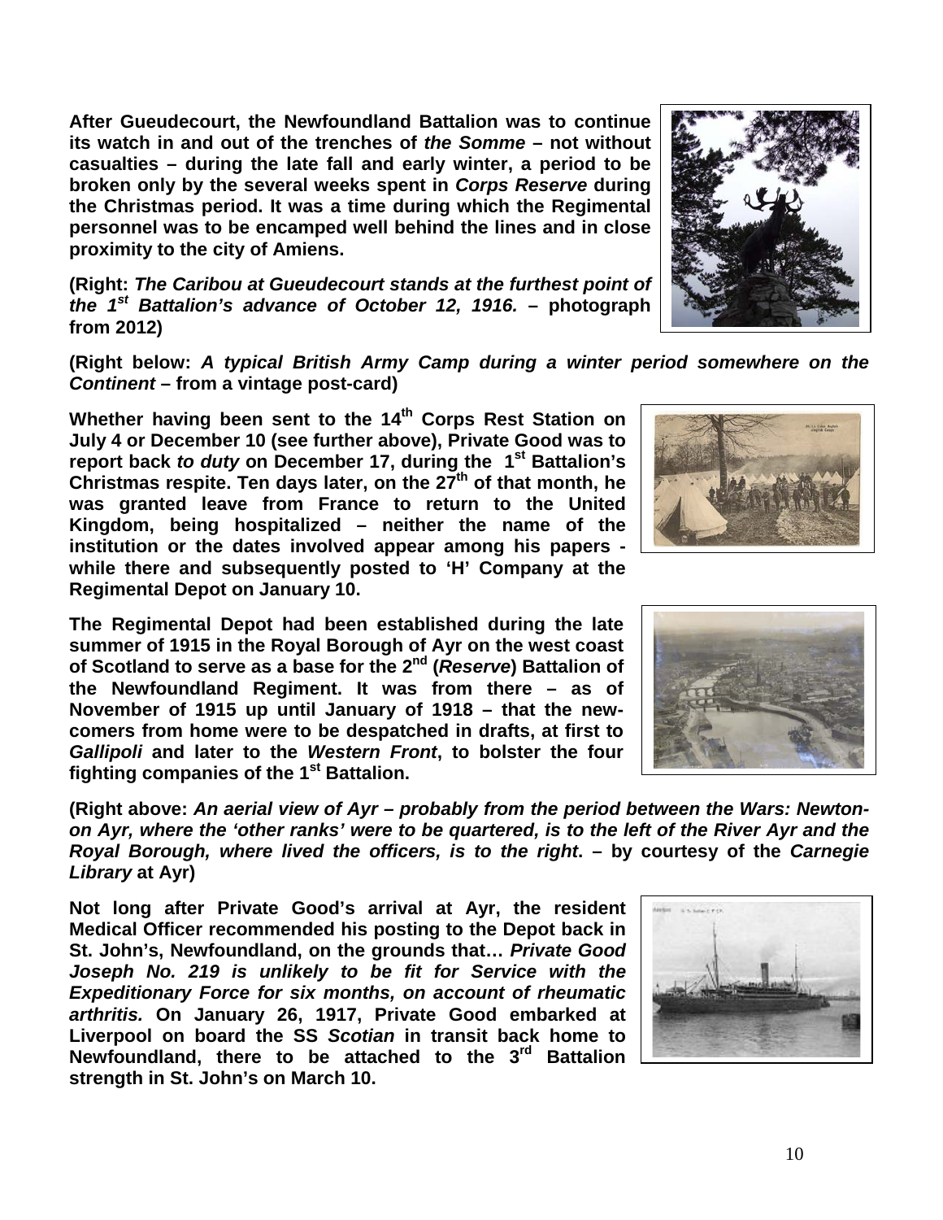**After Gueudecourt, the Newfoundland Battalion was to continue its watch in and out of the trenches of *the Somme* – not without casualties – during the late fall and early winter, a period to be broken only by the several weeks spent in *Corps Reserve* during the Christmas period. It was a time during which the Regimental personnel was to be encamped well behind the lines and in close proximity to the city of Amiens.**

**(Right: *The Caribou at Gueudecourt stands at the furthest point of the 1st Battalion's advance of October 12, 1916.* – photograph from 2012)**

**(Right below: *A typical British Army Camp during a winter period somewhere on the Continent* – from a vintage post-card)**

**Whether having been sent to the 14th Corps Rest Station on July 4 or December 10 (see further above), Private Good was to report back *to duty* on December 17, during the 1st Battalion's Christmas respite. Ten days later, on the 27th of that month, he was granted leave from France to return to the United Kingdom, being hospitalized – neither the name of the institution or the dates involved appear among his papers - while there and subsequently posted to 'H' Company at the Regimental Depot on January 10.**

**The Regimental Depot had been established during the late summer of 1915 in the Royal Borough of Ayr on the west coast of Scotland to serve as a base for the 2nd (*Reserve*) Battalion of the Newfoundland Regiment. It was from there – as of November of 1915 up until January of 1918 – that the new-comers from home were to be despatched in drafts, at first to *Gallipoli* and later to the *Western Front*, to bolster the four fighting companies of the 1st Battalion.**

**(Right above: *An aerial view of Ayr – probably from the period between the Wars: Newton-on Ayr, where the 'other ranks' were to be quartered, is to the left of the River Ayr and the Royal Borough, where lived the officers, is to the right*. – by courtesy of the *Carnegie Library* at Ayr)**

**Not long after Private Good's arrival at Ayr, the resident Medical Officer recommended his posting to the Depot back in St. John's, Newfoundland, on the grounds that… *Private Good Joseph No. 219 is unlikely to be fit for Service with the Expeditionary Force for six months, on account of rheumatic arthritis.* On January 26, 1917, Private Good embarked at Liverpool on board the SS *Scotian* in transit back home to Newfoundland, there to be attached to the 3rd Battalion strength in St. John's on March 10.**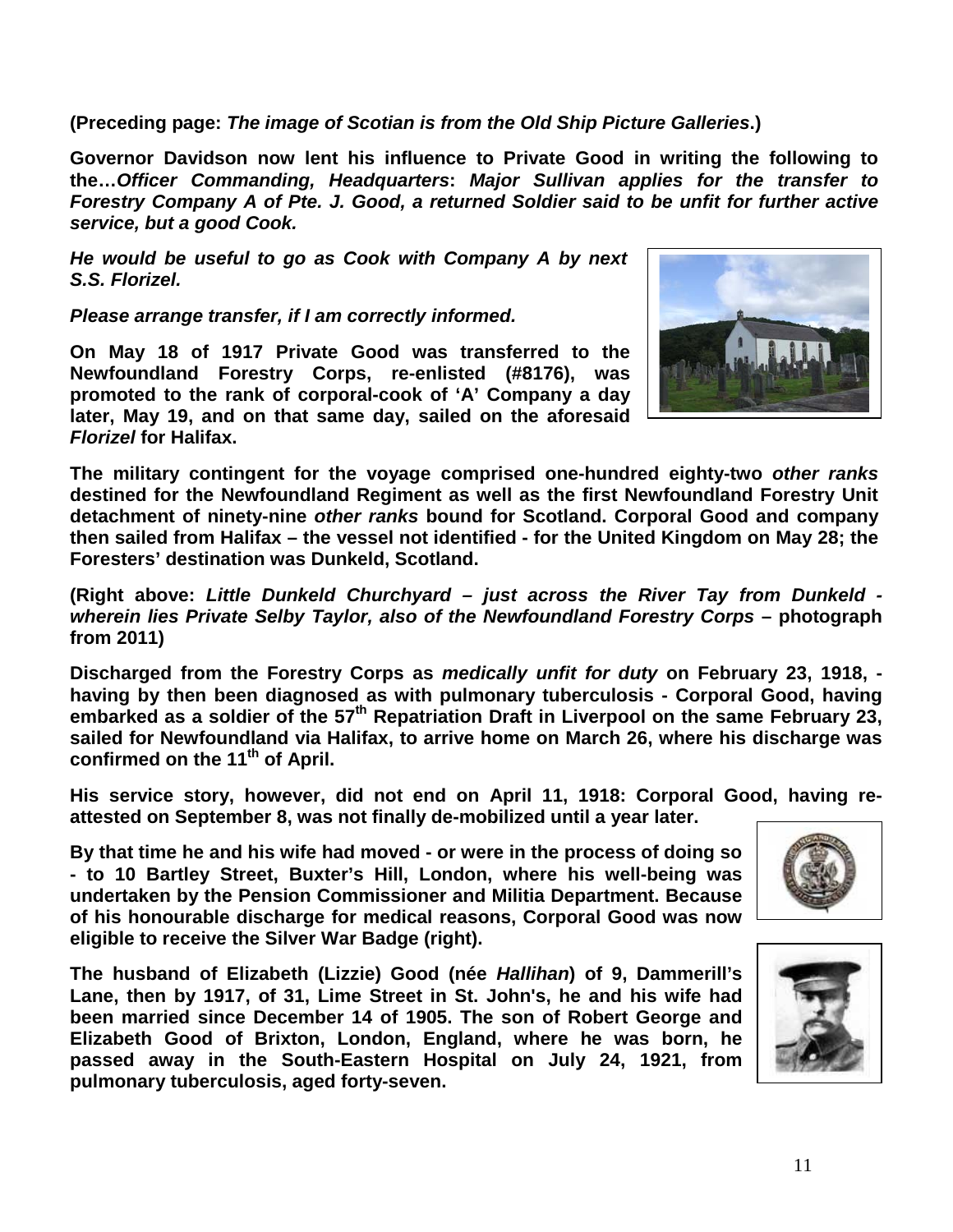**(Preceding page: *The image of Scotian is from the Old Ship Picture Galleries*.)**

**Governor Davidson now lent his influence to Private Good in writing the following to the…*Officer Commanding, Headquarters*: *Major Sullivan applies for the transfer to Forestry Company A of Pte. J. Good, a returned Soldier said to be unfit for further active service, but a good Cook.***

***He would be useful to go as Cook with Company A by next S.S. Florizel.***

***Please arrange transfer, if I am correctly informed.***

**On May 18 of 1917 Private Good was transferred to the Newfoundland Forestry Corps, re-enlisted (#8176), was promoted to the rank of corporal-cook of 'A' Company a day later, May 19, and on that same day, sailed on the aforesaid *Florizel* for Halifax.**

**The military contingent for the voyage comprised one-hundred eighty-two *other ranks* destined for the Newfoundland Regiment as well as the first Newfoundland Forestry Unit detachment of ninety-nine *other ranks* bound for Scotland. Corporal Good and company then sailed from Halifax – the vessel not identified - for the United Kingdom on May 28; the Foresters' destination was Dunkeld, Scotland.**

**(Right above: *Little Dunkeld Churchyard – just across the River Tay from Dunkeld - wherein lies Private Selby Taylor, also of the Newfoundland Forestry Corps* – photograph from 2011)**

**Discharged from the Forestry Corps as *medically unfit for duty* on February 23, 1918, - having by then been diagnosed as with pulmonary tuberculosis - Corporal Good, having embarked as a soldier of the 57th Repatriation Draft in Liverpool on the same February 23, sailed for Newfoundland via Halifax, to arrive home on March 26, where his discharge was confirmed on the 11th of April.**

**His service story, however, did not end on April 11, 1918: Corporal Good, having re-attested on September 8, was not finally de-mobilized until a year later.**

**By that time he and his wife had moved - or were in the process of doing so - to 10 Bartley Street, Buxter's Hill, London, where his well-being was undertaken by the Pension Commissioner and Militia Department. Because of his honourable discharge for medical reasons, Corporal Good was now eligible to receive the Silver War Badge (right).**

**The husband of Elizabeth (Lizzie) Good (née *Hallihan*) of 9, Dammerill's Lane, then by 1917, of 31, Lime Street in St. John's, he and his wife had been married since December 14 of 1905. The son of Robert George and Elizabeth Good of Brixton, London, England, where he was born, he passed away in the South-Eastern Hospital on July 24, 1921, from pulmonary tuberculosis, aged forty-seven.**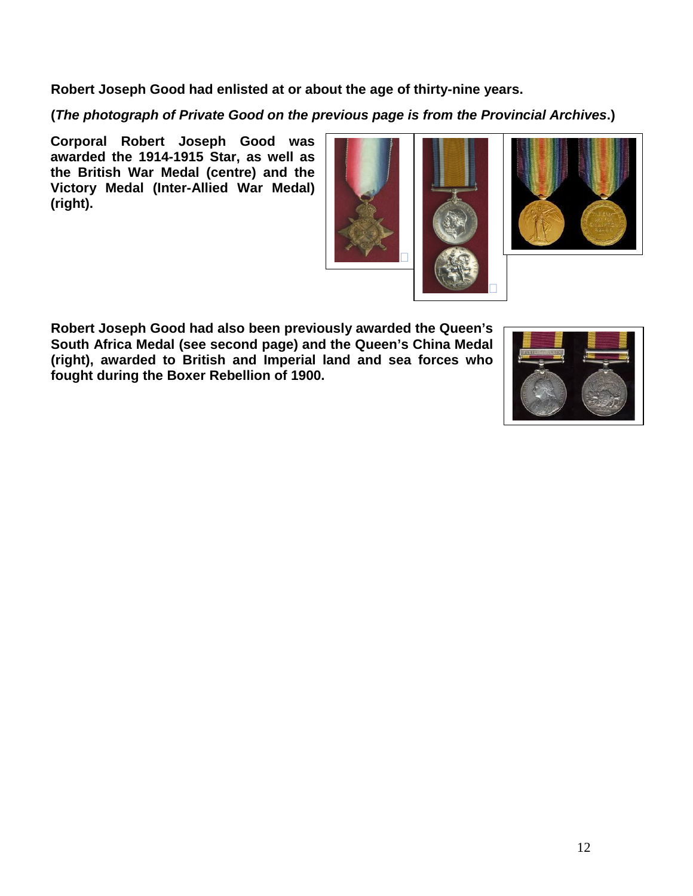**Robert Joseph Good had enlisted at or about the age of thirty-nine years.**

**(*The photograph of Private Good on the previous page is from the Provincial Archives*.)**

**Corporal Robert Joseph Good was awarded the 1914-1915 Star, as well as the British War Medal (centre) and the Victory Medal (Inter-Allied War Medal) (right).**

**Robert Joseph Good had also been previously awarded the Queen's South Africa Medal (see second page) and the Queen's China Medal (right), awarded to British and Imperial land and sea forces who fought during the Boxer Rebellion of 1900.**